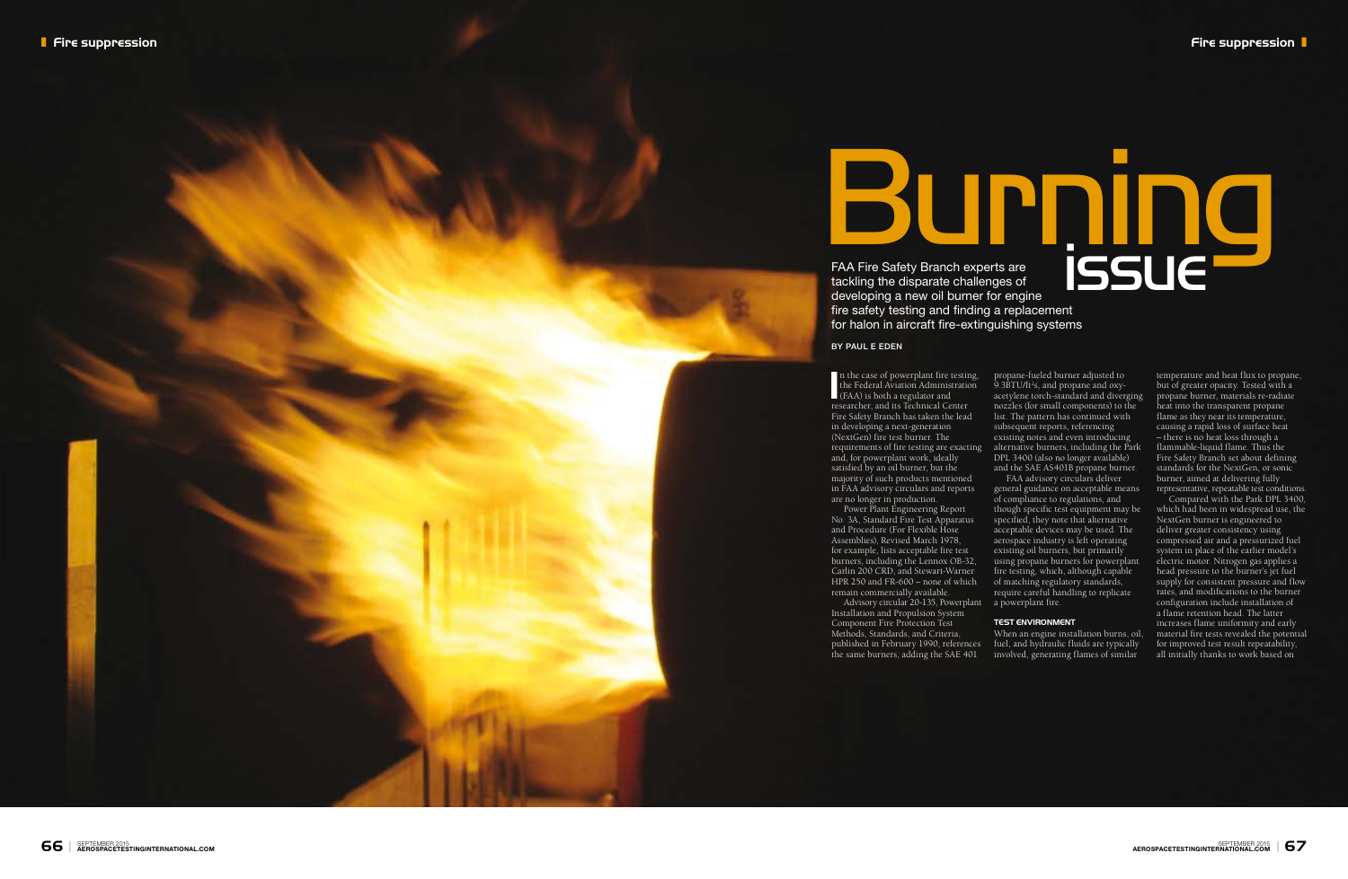# Burning issue

FAA Fire Safety Branch experts are tackling the disparate challenges of developing a new oil burner for engine fire safety testing and finding a replacement for halon in aircraft fire-extinguishing systems

BY PAUL E EDEN

In the case of powerplant fire testing, the Federal Aviation Administration (FAA) is both a regulator and researcher, and its Technical Center Fire Safety Branch has taken the lead in developing a next-generation (NextGen) fire test burner. The requirements of fire testing are exacting and, for powerplant work, ideally satisfied by an oil burner, but the majority of such products mentioned in FAA advisory circulars and reports are no longer in production.

Power Plant Engineering Report No. 3A, Standard Fire Test Apparatus and Procedure (For Flexible Hose Assemblies), Revised March 1978, for example, lists acceptable fire test burners, including the Lennox OB-32, Carlin 200 CRD, and Stewart-Warner HPR 250 and FR-600 – none of which remain commercially available.

Advisory circular 20-135, Powerplant Installation and Propulsion System Component Fire Protection Test Methods, Standards, and Criteria, published in February 1990, references the same burners, adding the SAE 401 propane-fueled burner adjusted to 9.3BTU/ft$^2$s, and propane and oxy-acetylene torch-standard and diverging nozzles (for small components) to the list. The pattern has continued with subsequent reports, referencing existing notes and even introducing alternative burners, including the Park DPL 3400 (also no longer available) and the SAE AS401B propane burner.

FAA advisory circulars deliver general guidance on acceptable means of compliance to regulations, and though specific test equipment may be specified, they note that alternative acceptable devices may be used. The aerospace industry is left operating existing oil burners, but primarily using propane burners for powerplant fire testing, which, although capable of matching regulatory standards, require careful handling to replicate a powerplant fire.

### TEST ENVIRONMENT

When an engine installation burns, oil, fuel, and hydraulic fluids are typically involved, generating flames of similar temperature and heat flux to propane, but of greater opacity. Tested with a propane burner, materials re-radiate heat into the transparent propane flame as they near its temperature, causing a rapid loss of surface heat – there is no heat loss through a flammable-liquid flame. Thus the Fire Safety Branch set about defining standards for the NextGen, or sonic burner, aimed at delivering fully representative, repeatable test conditions.

Compared with the Park DPL 3400, which had been in widespread use, the NextGen burner is engineered to deliver greater consistency using compressed air and a pressurized fuel system in place of the earlier model's electric motor. Nitrogen gas applies a head pressure to the burner's jet fuel supply for consistent pressure and flow rates, and modifications to the burner configuration include installation of a flame retention head. The latter increases flame uniformity and early material fire tests revealed the potential for improved test result repeatability, all initially thanks to work based on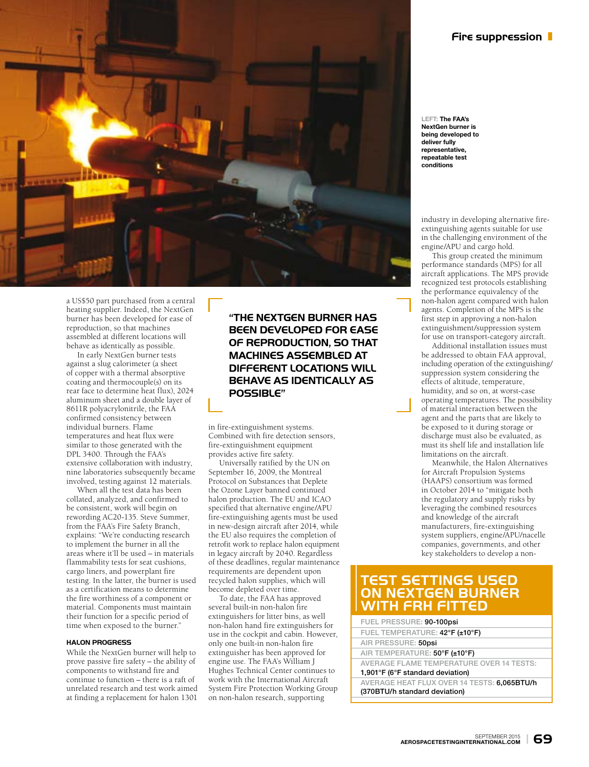LEFT: The FAA's NextGen burner is being developed to deliver fully representative, repeatable test conditions

a US$50 part purchased from a central heating supplier. Indeed, the NextGen burner has been developed for ease of reproduction, so that machines assembled at different locations will behave as identically as possible.

In early NextGen burner tests against a slug calorimeter (a sheet of copper with a thermal absorptive coating and thermocouple(s) on its rear face to determine heat flux), 2024 aluminum sheet and a double layer of 8611R polyacrylonitrile, the FAA confirmed consistency between individual burners. Flame temperatures and heat flux were similar to those generated with the DPL 3400. Through the FAA's extensive collaboration with industry, nine laboratories subsequently became involved, testing against 12 materials.

When all the test data has been collated, analyzed, and confirmed to be consistent, work will begin on rewording AC20-135. Steve Summer, from the FAA's Fire Safety Branch, explains: "We're conducting research to implement the burner in all the areas where it'll be used – in materials flammability tests for seat cushions, cargo liners, and powerplant fire testing. In the latter, the burner is used as a certification means to determine the fire worthiness of a component or material. Components must maintain their function for a specific period of time when exposed to the burner."

> "THE NEXTGEN BURNER HAS BEEN DEVELOPED FOR EASE OF REPRODUCTION, SO THAT MACHINES ASSEMBLED AT DIFFERENT LOCATIONS WILL BEHAVE AS IDENTICALLY AS POSSIBLE"

### HALON PROGRESS

While the NextGen burner will help to prove passive fire safety – the ability of components to withstand fire and continue to function – there is a raft of unrelated research and test work aimed at finding a replacement for halon 1301 in fire-extinguishment systems. Combined with fire detection sensors, fire-extinguishment equipment provides active fire safety.

Universally ratified by the UN on September 16, 2009, the Montreal Protocol on Substances that Deplete the Ozone Layer banned continued halon production. The EU and ICAO specified that alternative engine/APU fire-extinguishing agents must be used in new-design aircraft after 2014, while the EU also requires the completion of retrofit work to replace halon equipment in legacy aircraft by 2040. Regardless of these deadlines, regular maintenance requirements are dependent upon recycled halon supplies, which will become depleted over time.

To date, the FAA has approved several built-in non-halon fire extinguishers for litter bins, as well non-halon hand fire extinguishers for use in the cockpit and cabin. However, only one built-in non-halon fire extinguisher has been approved for engine use. The FAA's William J Hughes Technical Center continues to work with the International Aircraft System Fire Protection Working Group on non-halon research, supporting industry in developing alternative fire-extinguishing agents suitable for use in the challenging environment of the engine/APU and cargo hold.

This group created the minimum performance standards (MPS) for all aircraft applications. The MPS provide recognized test protocols establishing the performance equivalency of the non-halon agent compared with halon agents. Completion of the MPS is the first step in approving a non-halon extinguishment/suppression system for use on transport-category aircraft.

Additional installation issues must be addressed to obtain FAA approval, including operation of the extinguishing/suppression system considering the effects of altitude, temperature, humidity, and so on, at worst-case operating temperatures. The possibility of material interaction between the agent and the parts that are likely to be exposed to it during storage or discharge must also be evaluated, as must its shelf life and installation life limitations on the aircraft.

Meanwhile, the Halon Alternatives for Aircraft Propulsion Systems (HAAPS) consortium was formed in October 2014 to "mitigate both the regulatory and supply risks by leveraging the combined resources and knowledge of the aircraft manufacturers, fire-extinguishing system suppliers, engine/APU/nacelle companies, governments, and other key stakeholders to develop a non-

### TEST SETTINGS USED ON NEXTGEN BURNER WITH FRH FITTED

| Setting | Value |
|---|---|
| FUEL PRESSURE | 90-100psi |
| FUEL TEMPERATURE | 42°F (±10°F) |
| AIR PRESSURE | 50psi |
| AIR TEMPERATURE | 50°F (±10°F) |
| AVERAGE FLAME TEMPERATURE OVER 14 TESTS | 1,901°F (6°F standard deviation) |
| AVERAGE HEAT FLUX OVER 14 TESTS | 6,065BTU/h (370BTU/h standard deviation) |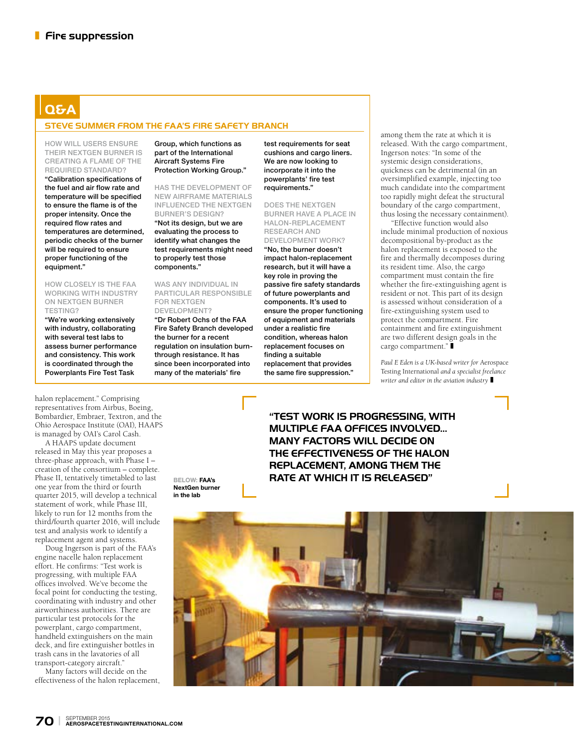## Q&A

### STEVE SUMMER FROM THE FAA'S FIRE SAFETY BRANCH

**HOW WILL USERS ENSURE THEIR NEXTGEN BURNER IS CREATING A FLAME OF THE REQUIRED STANDARD?**

"Calibration specifications of the fuel and air flow rate and temperature will be specified to ensure the flame is of the proper intensity. Once the required flow rates and temperatures are determined, periodic checks of the burner will be required to ensure proper functioning of the equipment."

**HOW CLOSELY IS THE FAA WORKING WITH INDUSTRY ON NEXTGEN BURNER TESTING?**

"We're working extensively with industry, collaborating with several test labs to assess burner performance and consistency. This work is coordinated through the Powerplants Fire Test Task Group, which functions as part of the International Aircraft Systems Fire Protection Working Group."

**HAS THE DEVELOPMENT OF NEW AIRFRAME MATERIALS INFLUENCED THE NEXTGEN BURNER'S DESIGN?**

"Not its design, but we are evaluating the process to identify what changes the test requirements might need to properly test those components."

**WAS ANY INDIVIDUAL IN PARTICULAR RESPONSIBLE FOR NEXTGEN DEVELOPMENT?**

"Dr Robert Ochs of the FAA Fire Safety Branch developed the burner for a recent regulation on insulation burn-through resistance. It has since been incorporated into many of the materials' fire test requirements for seat cushions and cargo liners. We are now looking to incorporate it into the powerplants' fire test requirements."

**DOES THE NEXTGEN BURNER HAVE A PLACE IN HALON-REPLACEMENT RESEARCH AND DEVELOPMENT WORK?**

"No, the burner doesn't impact halon-replacement research, but it will have a key role in proving the passive fire safety standards of future powerplants and components. It's used to ensure the proper functioning of equipment and materials under a realistic fire condition, whereas halon replacement focuses on finding a suitable replacement that provides the same fire suppression."

halon replacement." Comprising representatives from Airbus, Boeing, Bombardier, Embraer, Textron, and the Ohio Aerospace Institute (OAI), HAAPS is managed by OAI's Carol Cash.

A HAAPS update document released in May this year proposes a three-phase approach, with Phase I – creation of the consortium – complete. Phase II, tentatively timetabled to last one year from the third or fourth quarter 2015, will develop a technical statement of work, while Phase III, likely to run for 12 months from the third/fourth quarter 2016, will include test and analysis work to identify a replacement agent and systems.

Doug Ingerson is part of the FAA's engine nacelle halon replacement effort. He confirms: "Test work is progressing, with multiple FAA offices involved. We've become the focal point for conducting the testing, coordinating with industry and other airworthiness authorities. There are particular test protocols for the powerplant, cargo compartment, handheld extinguishers on the main deck, and fire extinguisher bottles in trash cans in the lavatories of all transport-category aircraft."

Many factors will decide on the effectiveness of the halon replacement, among them the rate at which it is released. With the cargo compartment, Ingerson notes: "In some of the systemic design considerations, quickness can be detrimental (in an oversimplified example, injecting too much candidate into the compartment too rapidly might defeat the structural boundary of the cargo compartment, thus losing the necessary containment).

"Effective function would also include minimal production of noxious decompositional by-product as the halon replacement is exposed to the fire and thermally decomposes during its resident time. Also, the cargo compartment must contain the fire whether the fire-extinguishing agent is resident or not. This part of its design is assessed without consideration of a fire-extinguishing system used to protect the compartment. Fire containment and fire extinguishment are two different design goals in the cargo compartment."

*Paul E Eden is a UK-based writer for Aerospace Testing International and a specialist freelance writer and editor in the aviation industry*

**"TEST WORK IS PROGRESSING, WITH MULTIPLE FAA OFFICES INVOLVED... MANY FACTORS WILL DECIDE ON THE EFFECTIVENESS OF THE HALON REPLACEMENT, AMONG THEM THE RATE AT WHICH IT IS RELEASED"**

BELOW: **FAA's NextGen burner in the lab**